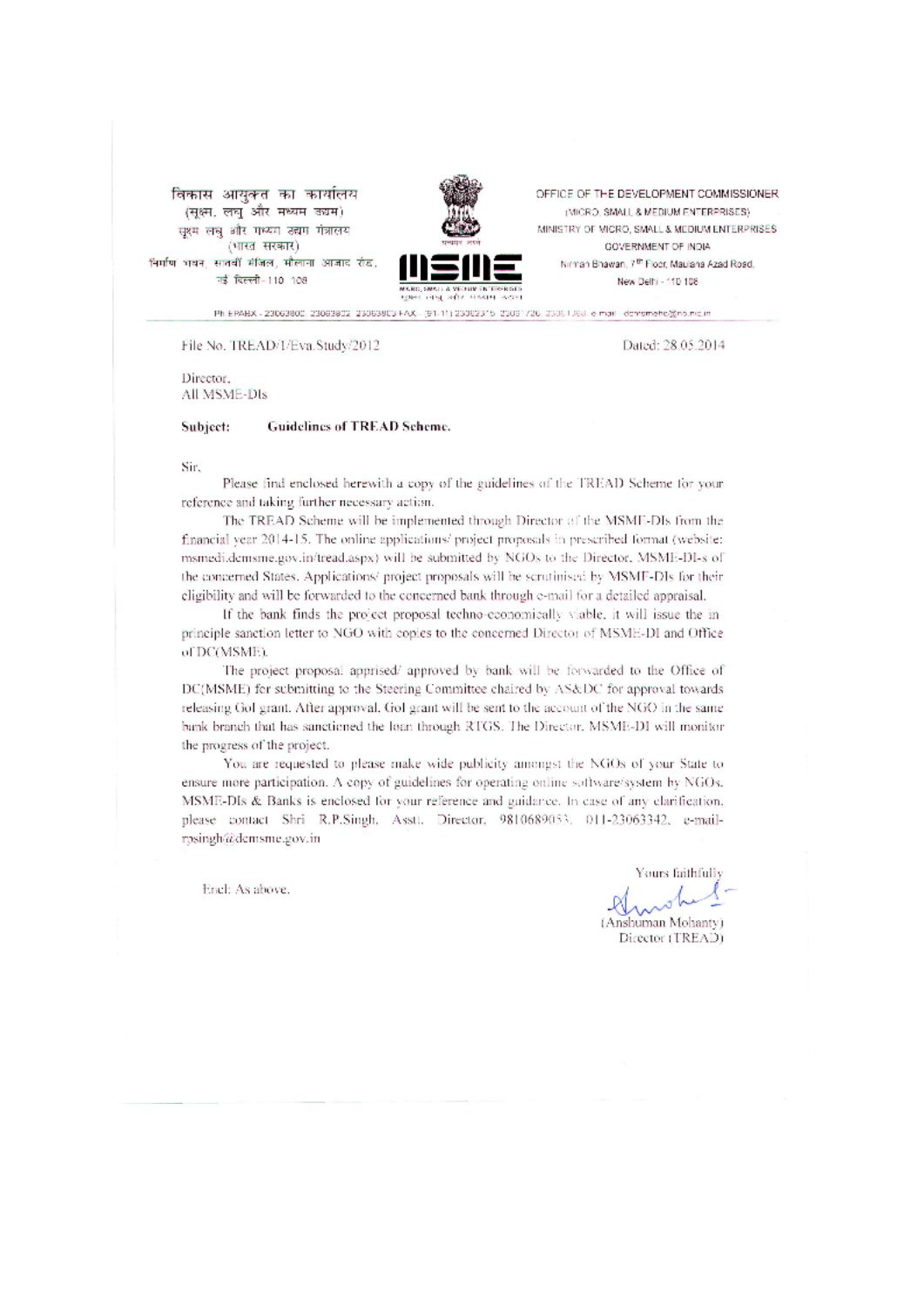विकास आयुक्त का कार्यालय
(सूक्ष्म, लघु और मध्यम उद्यम)
सूक्ष्म लघु और मध्यम उद्यम मंत्रालय
(भारत सरकार)
निर्माण भवन, सातवीं मंजिल, मौलाना आजाद रोड,
नई दिल्ली - 110 108

OFFICE OF THE DEVELOPMENT COMMISSIONER
(MICRO, SMALL & MEDIUM ENTERPRISES)
MINISTRY OF MICRO, SMALL & MEDIUM ENTERPRISES
GOVERNMENT OF INDIA
Nirman Bhawan, 7th Floor, Maulana Azad Road,
New Delhi - 110 108

Ph EPABX - 23063800, 23063802, 23063803 FAX - (91-11) 23062315, 23061726, 23061068, e-mail - dcmsme@nic.in

File No. TREAD/1/Eva.Study/2012

Dated: 28.05.2014

Director,
All MSME-DIs

**Subject: Guidelines of TREAD Scheme.**

Sir,

Please find enclosed herewith a copy of the guidelines of the TREAD Scheme for your reference and taking further necessary action.

The TREAD Scheme will be implemented through Director of the MSME-DIs from the financial year 2014-15. The online applications/ project proposals in prescribed format (website: msmedi.dcmsme.gov.in/tread.aspx) will be submitted by NGOs to the Director, MSME-DI-s of the concerned States. Applications/ project proposals will be scrutinised by MSME-DIs for their eligibility and will be forwarded to the concerned bank through e-mail for a detailed appraisal.

If the bank finds the project proposal techno-economically viable, it will issue the in principle sanction letter to NGO with copies to the concerned Director of MSME-DI and Office of DC(MSME).

The project proposal apprised/ approved by bank will be forwarded to the Office of DC(MSME) for submitting to the Steering Committee chaired by AS&DC for approval towards releasing GoI grant. After approval, GoI grant will be sent to the account of the NGO in the same bank branch that has sanctioned the loan through RTGS. The Director, MSME-DI will monitor the progress of the project.

You are requested to please make wide publicity amongst the NGOs of your State to ensure more participation. A copy of guidelines for operating online software/system by NGOs, MSME-DIs & Banks is enclosed for your reference and guidance. In case of any clarification, please contact Shri R.P.Singh, Asstt. Director, 9810689053, 011-23063342, e-mail-rpsingh@dcmsme.gov.in

Yours faithfully

(Anshuman Mohanty)
Director (TREAD)

Encl: As above.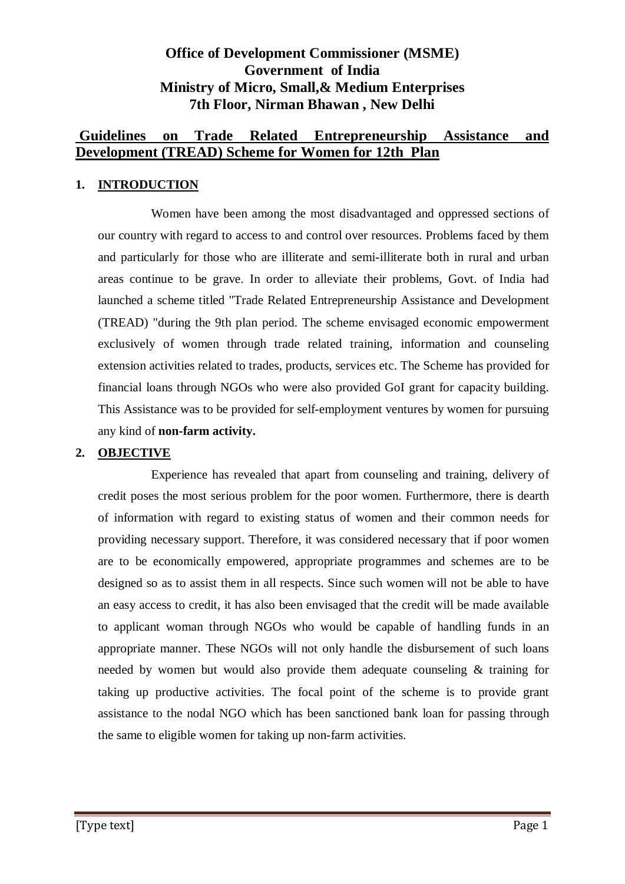**Office of Development Commissioner (MSME)**
**Government of India**
**Ministry of Micro, Small,& Medium Enterprises**
**7th Floor, Nirman Bhawan , New Delhi**

## Guidelines on Trade Related Entrepreneurship Assistance and Development (TREAD) Scheme for Women for 12th Plan

### 1. INTRODUCTION

Women have been among the most disadvantaged and oppressed sections of our country with regard to access to and control over resources. Problems faced by them and particularly for those who are illiterate and semi-illiterate both in rural and urban areas continue to be grave. In order to alleviate their problems, Govt. of India had launched a scheme titled "Trade Related Entrepreneurship Assistance and Development (TREAD) "during the 9th plan period. The scheme envisaged economic empowerment exclusively of women through trade related training, information and counseling extension activities related to trades, products, services etc. The Scheme has provided for financial loans through NGOs who were also provided GoI grant for capacity building. This Assistance was to be provided for self-employment ventures by women for pursuing any kind of **non-farm activity.**

### 2. OBJECTIVE

Experience has revealed that apart from counseling and training, delivery of credit poses the most serious problem for the poor women. Furthermore, there is dearth of information with regard to existing status of women and their common needs for providing necessary support. Therefore, it was considered necessary that if poor women are to be economically empowered, appropriate programmes and schemes are to be designed so as to assist them in all respects. Since such women will not be able to have an easy access to credit, it has also been envisaged that the credit will be made available to applicant woman through NGOs who would be capable of handling funds in an appropriate manner. These NGOs will not only handle the disbursement of such loans needed by women but would also provide them adequate counseling & training for taking up productive activities. The focal point of the scheme is to provide grant assistance to the nodal NGO which has been sanctioned bank loan for passing through the same to eligible women for taking up non-farm activities.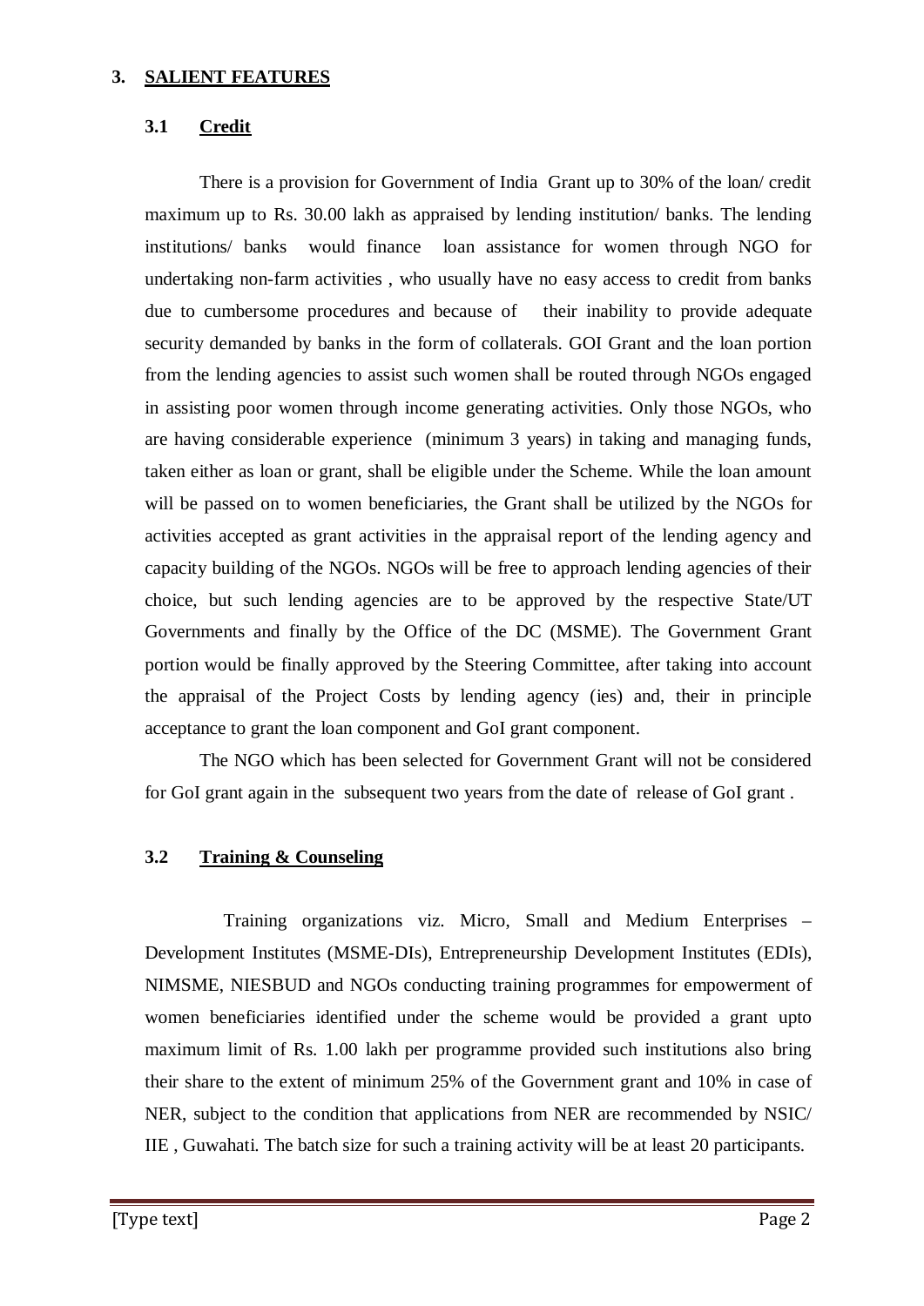## 3. SALIENT FEATURES

### 3.1 Credit

There is a provision for Government of India Grant up to 30% of the loan/ credit maximum up to Rs. 30.00 lakh as appraised by lending institution/ banks. The lending institutions/ banks would finance loan assistance for women through NGO for undertaking non-farm activities , who usually have no easy access to credit from banks due to cumbersome procedures and because of their inability to provide adequate security demanded by banks in the form of collaterals. GOI Grant and the loan portion from the lending agencies to assist such women shall be routed through NGOs engaged in assisting poor women through income generating activities. Only those NGOs, who are having considerable experience (minimum 3 years) in taking and managing funds, taken either as loan or grant, shall be eligible under the Scheme. While the loan amount will be passed on to women beneficiaries, the Grant shall be utilized by the NGOs for activities accepted as grant activities in the appraisal report of the lending agency and capacity building of the NGOs. NGOs will be free to approach lending agencies of their choice, but such lending agencies are to be approved by the respective State/UT Governments and finally by the Office of the DC (MSME). The Government Grant portion would be finally approved by the Steering Committee, after taking into account the appraisal of the Project Costs by lending agency (ies) and, their in principle acceptance to grant the loan component and GoI grant component.

The NGO which has been selected for Government Grant will not be considered for GoI grant again in the subsequent two years from the date of release of GoI grant .

### 3.2 Training & Counseling

Training organizations viz. Micro, Small and Medium Enterprises – Development Institutes (MSME-DIs), Entrepreneurship Development Institutes (EDIs), NIMSME, NIESBUD and NGOs conducting training programmes for empowerment of women beneficiaries identified under the scheme would be provided a grant upto maximum limit of Rs. 1.00 lakh per programme provided such institutions also bring their share to the extent of minimum 25% of the Government grant and 10% in case of NER, subject to the condition that applications from NER are recommended by NSIC/ IIE , Guwahati. The batch size for such a training activity will be at least 20 participants.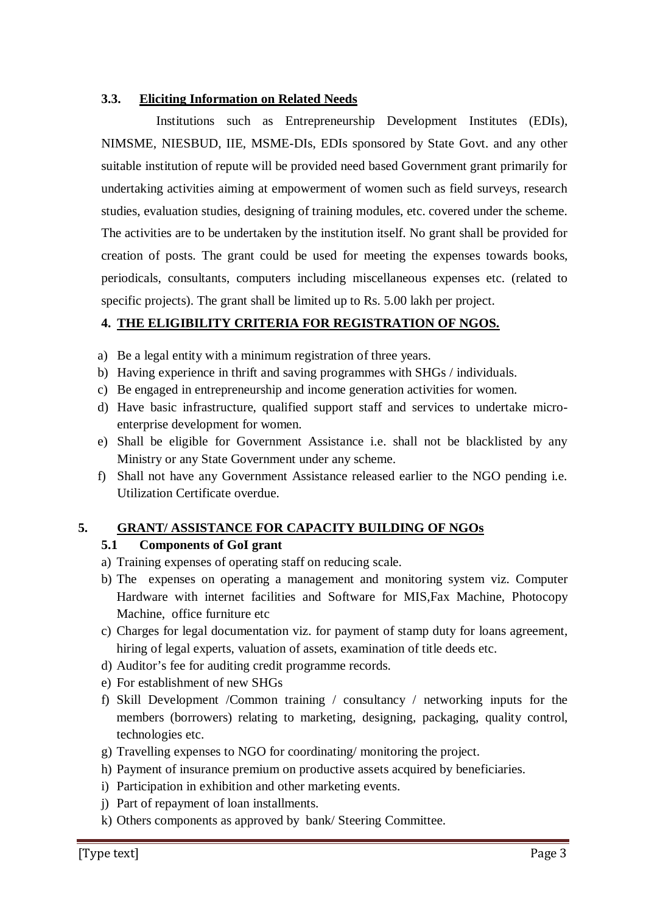### 3.3. Eliciting Information on Related Needs

Institutions such as Entrepreneurship Development Institutes (EDIs), NIMSME, NIESBUD, IIE, MSME-DIs, EDIs sponsored by State Govt. and any other suitable institution of repute will be provided need based Government grant primarily for undertaking activities aiming at empowerment of women such as field surveys, research studies, evaluation studies, designing of training modules, etc. covered under the scheme. The activities are to be undertaken by the institution itself. No grant shall be provided for creation of posts. The grant could be used for meeting the expenses towards books, periodicals, consultants, computers including miscellaneous expenses etc. (related to specific projects). The grant shall be limited up to Rs. 5.00 lakh per project.

## 4. THE ELIGIBILITY CRITERIA FOR REGISTRATION OF NGOS.

a) Be a legal entity with a minimum registration of three years.
b) Having experience in thrift and saving programmes with SHGs / individuals.
c) Be engaged in entrepreneurship and income generation activities for women.
d) Have basic infrastructure, qualified support staff and services to undertake micro-enterprise development for women.
e) Shall be eligible for Government Assistance i.e. shall not be blacklisted by any Ministry or any State Government under any scheme.
f) Shall not have any Government Assistance released earlier to the NGO pending i.e. Utilization Certificate overdue.

## 5. GRANT/ ASSISTANCE FOR CAPACITY BUILDING OF NGOs

### 5.1 Components of GoI grant

a) Training expenses of operating staff on reducing scale.
b) The expenses on operating a management and monitoring system viz. Computer Hardware with internet facilities and Software for MIS,Fax Machine, Photocopy Machine, office furniture etc
c) Charges for legal documentation viz. for payment of stamp duty for loans agreement, hiring of legal experts, valuation of assets, examination of title deeds etc.
d) Auditor's fee for auditing credit programme records.
e) For establishment of new SHGs
f) Skill Development /Common training / consultancy / networking inputs for the members (borrowers) relating to marketing, designing, packaging, quality control, technologies etc.
g) Travelling expenses to NGO for coordinating/ monitoring the project.
h) Payment of insurance premium on productive assets acquired by beneficiaries.
i) Participation in exhibition and other marketing events.
j) Part of repayment of loan installments.
k) Others components as approved by bank/ Steering Committee.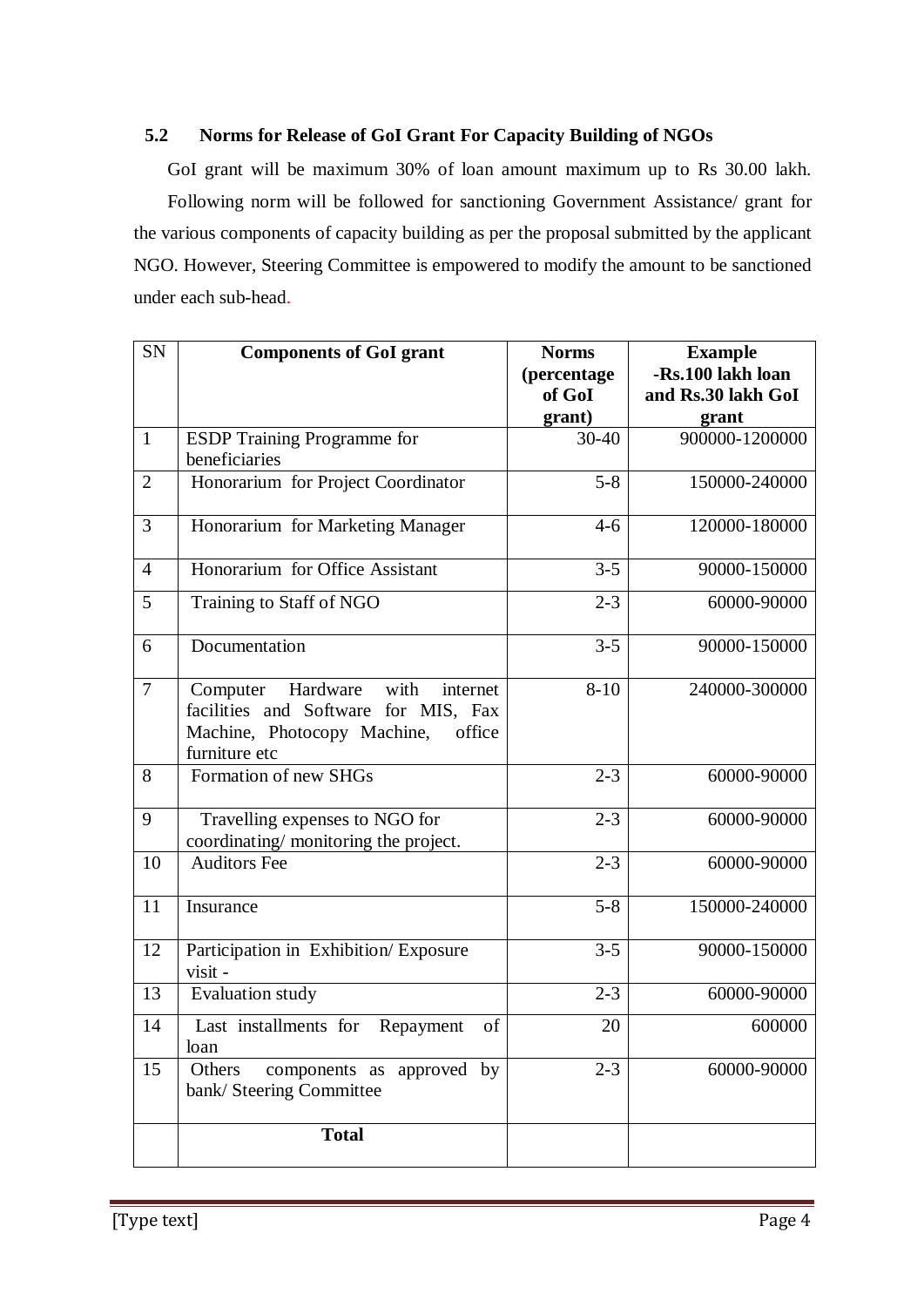### 5.2 Norms for Release of GoI Grant For Capacity Building of NGOs

GoI grant will be maximum 30% of loan amount maximum up to Rs 30.00 lakh.

Following norm will be followed for sanctioning Government Assistance/ grant for the various components of capacity building as per the proposal submitted by the applicant NGO. However, Steering Committee is empowered to modify the amount to be sanctioned under each sub-head.

| SN | Components of GoI grant | Norms (percentage of GoI grant) | Example -Rs.100 lakh loan and Rs.30 lakh GoI grant |
|---|---|---|---|
| 1 | ESDP Training Programme for beneficiaries | 30-40 | 900000-1200000 |
| 2 | Honorarium for Project Coordinator | 5-8 | 150000-240000 |
| 3 | Honorarium for Marketing Manager | 4-6 | 120000-180000 |
| 4 | Honorarium for Office Assistant | 3-5 | 90000-150000 |
| 5 | Training to Staff of NGO | 2-3 | 60000-90000 |
| 6 | Documentation | 3-5 | 90000-150000 |
| 7 | Computer Hardware with internet facilities and Software for MIS, Fax Machine, Photocopy Machine, office furniture etc | 8-10 | 240000-300000 |
| 8 | Formation of new SHGs | 2-3 | 60000-90000 |
| 9 | Travelling expenses to NGO for coordinating/ monitoring the project. | 2-3 | 60000-90000 |
| 10 | Auditors Fee | 2-3 | 60000-90000 |
| 11 | Insurance | 5-8 | 150000-240000 |
| 12 | Participation in Exhibition/ Exposure visit - | 3-5 | 90000-150000 |
| 13 | Evaluation study | 2-3 | 60000-90000 |
| 14 | Last installments for Repayment of loan | 20 | 600000 |
| 15 | Others components as approved by bank/ Steering Committee | 2-3 | 60000-90000 |
| | **Total** | | |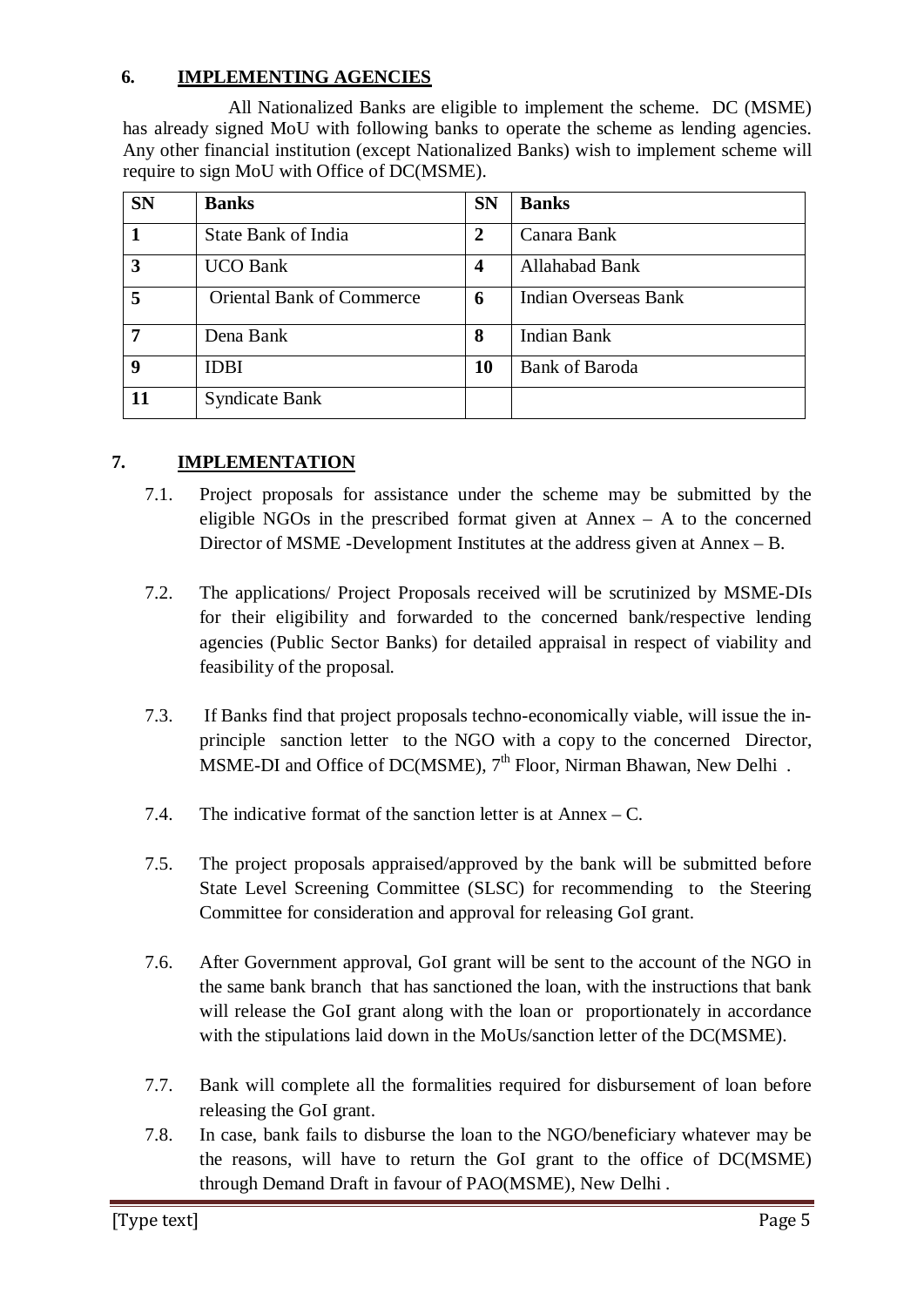## 6. IMPLEMENTING AGENCIES

All Nationalized Banks are eligible to implement the scheme. DC (MSME) has already signed MoU with following banks to operate the scheme as lending agencies. Any other financial institution (except Nationalized Banks) wish to implement scheme will require to sign MoU with Office of DC(MSME).

| SN | Banks | SN | Banks |
|---|---|---|---|
| 1 | State Bank of India | 2 | Canara Bank |
| 3 | UCO Bank | 4 | Allahabad Bank |
| 5 | Oriental Bank of Commerce | 6 | Indian Overseas Bank |
| 7 | Dena Bank | 8 | Indian Bank |
| 9 | IDBI | 10 | Bank of Baroda |
| 11 | Syndicate Bank | | |

## 7. IMPLEMENTATION

7.1. Project proposals for assistance under the scheme may be submitted by the eligible NGOs in the prescribed format given at Annex – A to the concerned Director of MSME -Development Institutes at the address given at Annex – B.

7.2. The applications/ Project Proposals received will be scrutinized by MSME-DIs for their eligibility and forwarded to the concerned bank/respective lending agencies (Public Sector Banks) for detailed appraisal in respect of viability and feasibility of the proposal.

7.3. If Banks find that project proposals techno-economically viable, will issue the in-principle sanction letter to the NGO with a copy to the concerned Director, MSME-DI and Office of DC(MSME), 7th Floor, Nirman Bhawan, New Delhi .

7.4. The indicative format of the sanction letter is at Annex – C.

7.5. The project proposals appraised/approved by the bank will be submitted before State Level Screening Committee (SLSC) for recommending to the Steering Committee for consideration and approval for releasing GoI grant.

7.6. After Government approval, GoI grant will be sent to the account of the NGO in the same bank branch that has sanctioned the loan, with the instructions that bank will release the GoI grant along with the loan or proportionately in accordance with the stipulations laid down in the MoUs/sanction letter of the DC(MSME).

7.7. Bank will complete all the formalities required for disbursement of loan before releasing the GoI grant.

7.8. In case, bank fails to disburse the loan to the NGO/beneficiary whatever may be the reasons, will have to return the GoI grant to the office of DC(MSME) through Demand Draft in favour of PAO(MSME), New Delhi .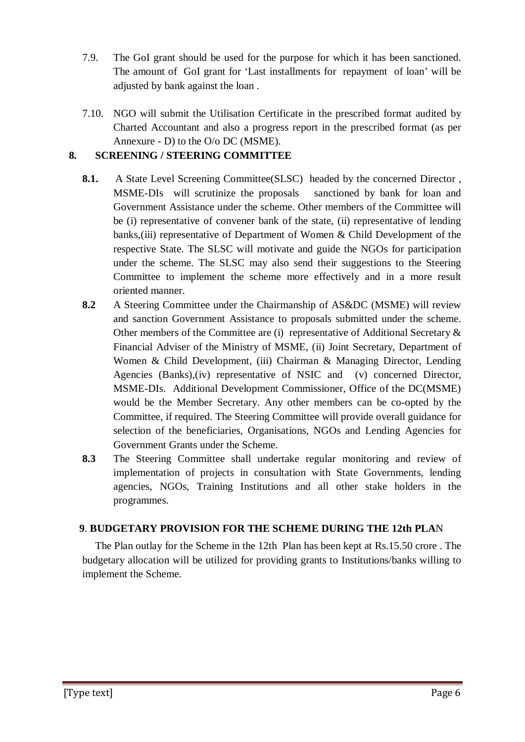7.9. The GoI grant should be used for the purpose for which it has been sanctioned. The amount of GoI grant for 'Last installments for repayment of loan' will be adjusted by bank against the loan .

7.10. NGO will submit the Utilisation Certificate in the prescribed format audited by Charted Accountant and also a progress report in the prescribed format (as per Annexure - D) to the O/o DC (MSME).

## 8. SCREENING / STEERING COMMITTEE

**8.1.** A State Level Screening Committee(SLSC) headed by the concerned Director , MSME-DIs will scrutinize the proposals sanctioned by bank for loan and Government Assistance under the scheme. Other members of the Committee will be (i) representative of convener bank of the state, (ii) representative of lending banks,(iii) representative of Department of Women & Child Development of the respective State. The SLSC will motivate and guide the NGOs for participation under the scheme. The SLSC may also send their suggestions to the Steering Committee to implement the scheme more effectively and in a more result oriented manner.

**8.2** A Steering Committee under the Chairmanship of AS&DC (MSME) will review and sanction Government Assistance to proposals submitted under the scheme. Other members of the Committee are (i) representative of Additional Secretary & Financial Adviser of the Ministry of MSME, (ii) Joint Secretary, Department of Women & Child Development, (iii) Chairman & Managing Director, Lending Agencies (Banks),(iv) representative of NSIC and (v) concerned Director, MSME-DIs. Additional Development Commissioner, Office of the DC(MSME) would be the Member Secretary. Any other members can be co-opted by the Committee, if required. The Steering Committee will provide overall guidance for selection of the beneficiaries, Organisations, NGOs and Lending Agencies for Government Grants under the Scheme.

**8.3** The Steering Committee shall undertake regular monitoring and review of implementation of projects in consultation with State Governments, lending agencies, NGOs, Training Institutions and all other stake holders in the programmes.

## 9. BUDGETARY PROVISION FOR THE SCHEME DURING THE 12th PLAN

The Plan outlay for the Scheme in the 12th Plan has been kept at Rs.15.50 crore . The budgetary allocation will be utilized for providing grants to Institutions/banks willing to implement the Scheme.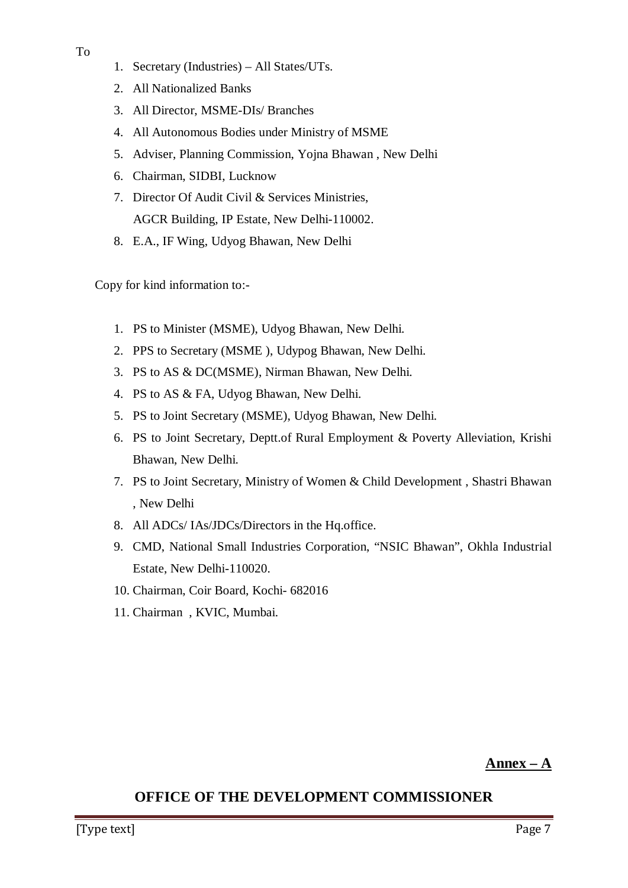To

1. Secretary (Industries) – All States/UTs.
2. All Nationalized Banks
3. All Director, MSME-DIs/ Branches
4. All Autonomous Bodies under Ministry of MSME
5. Adviser, Planning Commission, Yojna Bhawan , New Delhi
6. Chairman, SIDBI, Lucknow
7. Director Of Audit Civil & Services Ministries,
   AGCR Building, IP Estate, New Delhi-110002.
8. E.A., IF Wing, Udyog Bhawan, New Delhi

Copy for kind information to:-

1. PS to Minister (MSME), Udyog Bhawan, New Delhi.
2. PPS to Secretary (MSME ), Udypog Bhawan, New Delhi.
3. PS to AS & DC(MSME), Nirman Bhawan, New Delhi.
4. PS to AS & FA, Udyog Bhawan, New Delhi.
5. PS to Joint Secretary (MSME), Udyog Bhawan, New Delhi.
6. PS to Joint Secretary, Deptt.of Rural Employment & Poverty Alleviation, Krishi Bhawan, New Delhi.
7. PS to Joint Secretary, Ministry of Women & Child Development , Shastri Bhawan , New Delhi
8. All ADCs/ IAs/JDCs/Directors in the Hq.office.
9. CMD, National Small Industries Corporation, "NSIC Bhawan", Okhla Industrial Estate, New Delhi-110020.
10. Chairman, Coir Board, Kochi- 682016
11. Chairman , KVIC, Mumbai.

**Annex – A**

## OFFICE OF THE DEVELOPMENT COMMISSIONER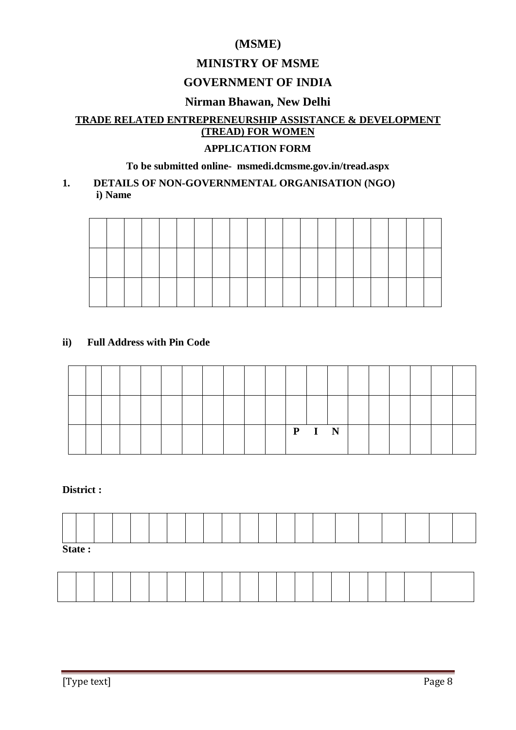# (MSME)

# MINISTRY OF MSME

# GOVERNMENT OF INDIA

## Nirman Bhawan, New Delhi

**TRADE RELATED ENTREPRENEURSHIP ASSISTANCE & DEVELOPMENT (TREAD) FOR WOMEN**

**APPLICATION FORM**

**To be submitted online- msmedi.dcmsme.gov.in/tread.aspx**

**1. DETAILS OF NON-GOVERNMENTAL ORGANISATION (NGO)**

**i) Name**

| | | | | | | | | | | | | | | | | | | | |
|---|---|---|---|---|---|---|---|---|---|---|---|---|---|---|---|---|---|---|---|
| | | | | | | | | | | | | | | | | | | | |
| | | | | | | | | | | | | | | | | | | | |

**ii) Full Address with Pin Code**

| | | | | | | | | | | | | | | | | | | | |
|---|---|---|---|---|---|---|---|---|---|---|---|---|---|---|---|---|---|---|---|
| | | | | | | | | | | | | | | | | | | | |
| | | | | | | | | | | **P** | **I** | **N** | | | | | | | |

**District :**

| | | | | | | | | | | | | | | | | | | | | |
|---|---|---|---|---|---|---|---|---|---|---|---|---|---|---|---|---|---|---|---|---|

**State :**

| | | | | | | | | | | | | | | | | | | | | |
|---|---|---|---|---|---|---|---|---|---|---|---|---|---|---|---|---|---|---|---|---|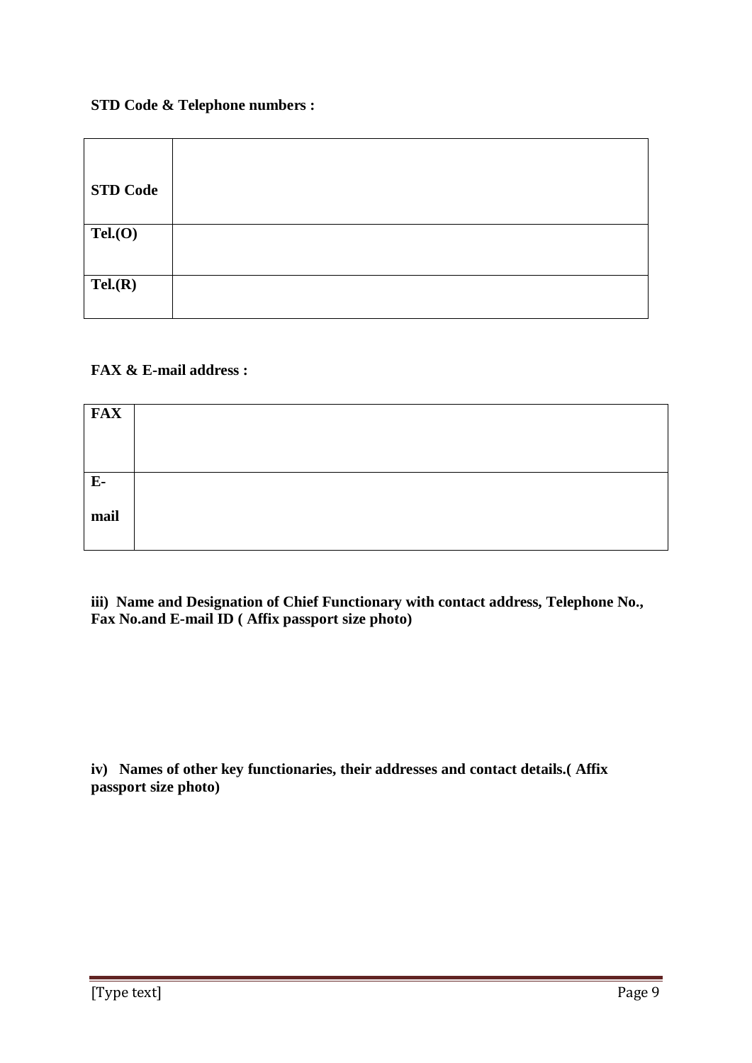**STD Code & Telephone numbers :**

| | |
|---|---|
| **STD Code** | |
| **Tel.(O)** | |
| **Tel.(R)** | |

**FAX & E-mail address :**

| | |
|---|---|
| **FAX** | |
| **E-mail** | |

**iii) Name and Designation of Chief Functionary with contact address, Telephone No., Fax No.and E-mail ID ( Affix passport size photo)**

**iv) Names of other key functionaries, their addresses and contact details.( Affix passport size photo)**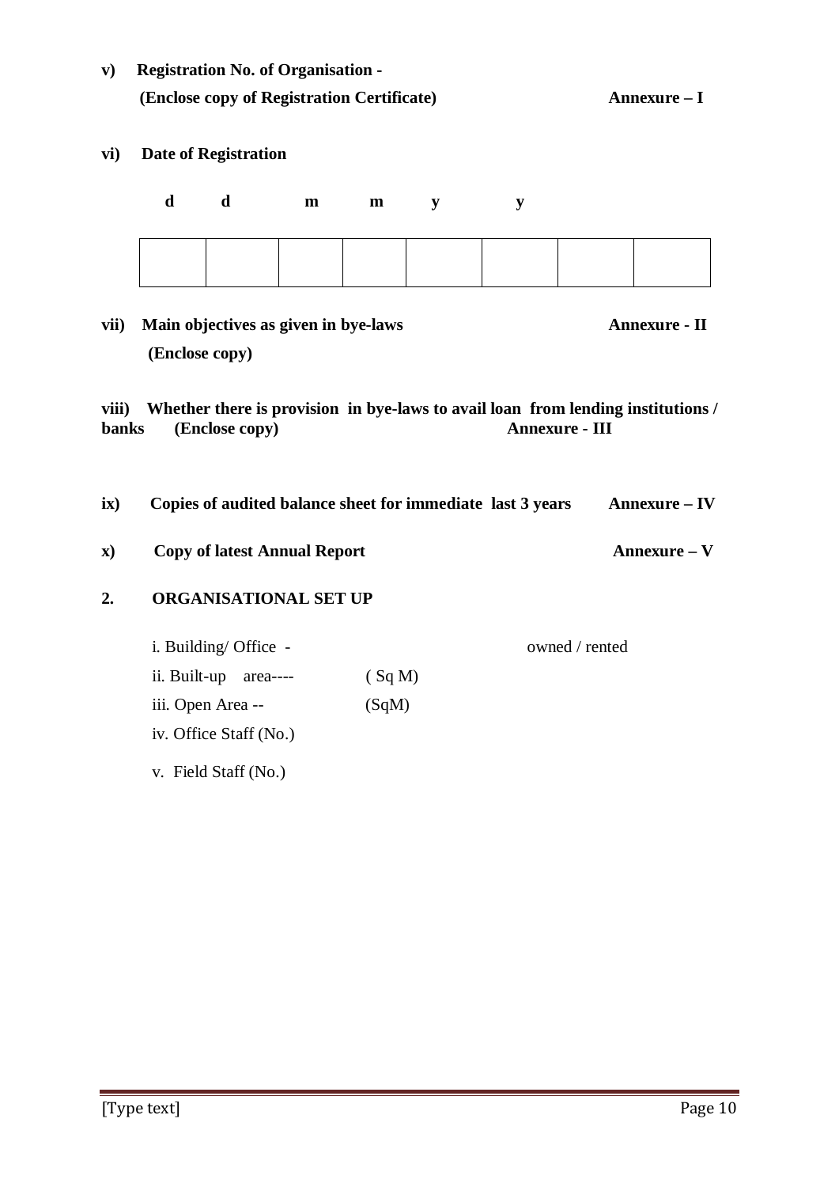**v) Registration No. of Organisation -**

**(Enclose copy of Registration Certificate) Annexure – I**

**vi) Date of Registration**

| d | d | m | m | y | y | | |
|---|---|---|---|---|---|---|---|
| | | | | | | | |

**vii) Main objectives as given in bye-laws Annexure - II**

**(Enclose copy)**

**viii) Whether there is provision in bye-laws to avail loan from lending institutions / banks (Enclose copy) Annexure - III**

**ix) Copies of audited balance sheet for immediate last 3 years Annexure – IV**

**x) Copy of latest Annual Report Annexure – V**

## 2. ORGANISATIONAL SET UP

i. Building/ Office - owned / rented

ii. Built-up area---- ( Sq M)

iii. Open Area -- (SqM)

iv. Office Staff (No.)

v. Field Staff (No.)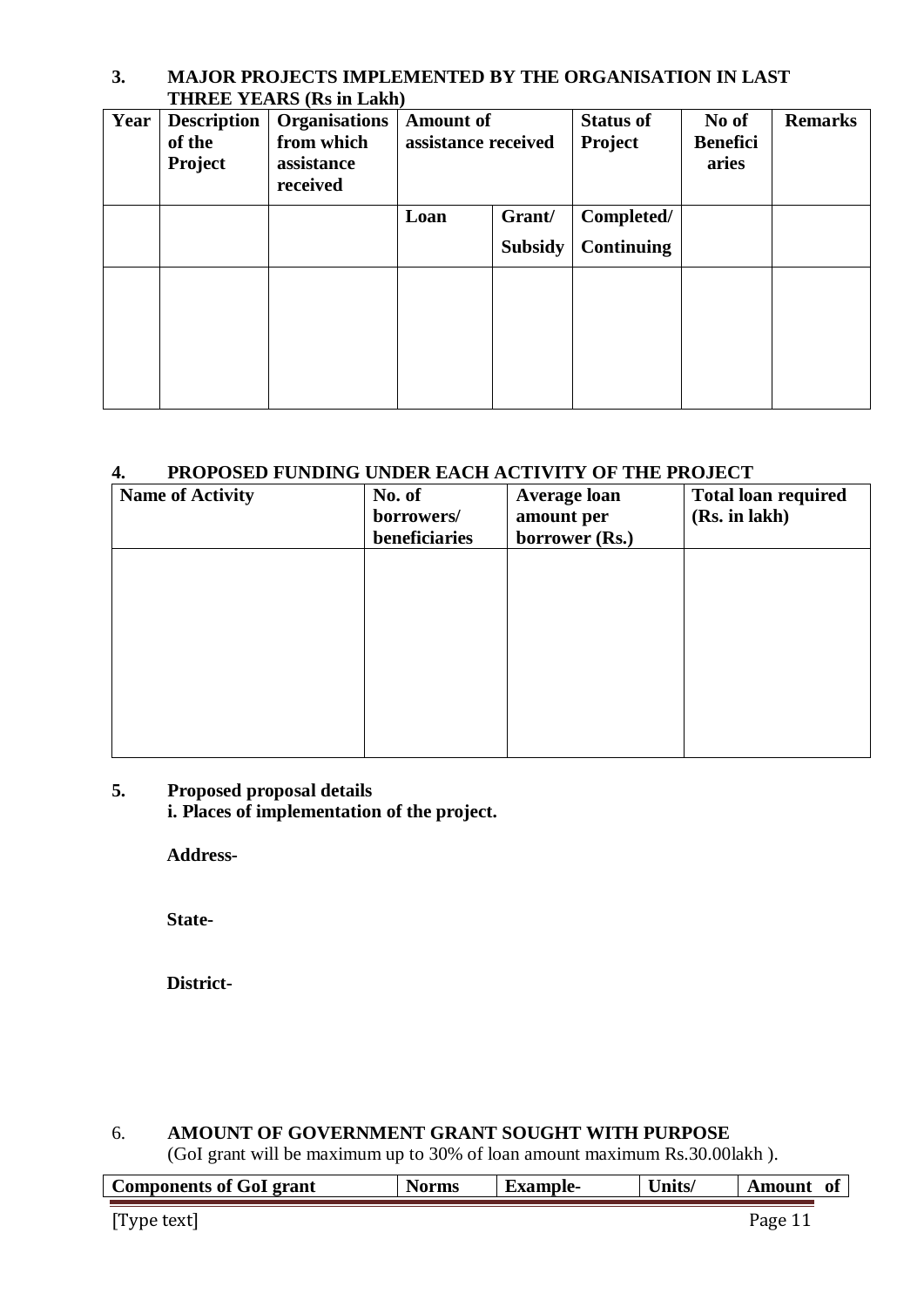**3. MAJOR PROJECTS IMPLEMENTED BY THE ORGANISATION IN LAST THREE YEARS (Rs in Lakh)**

| Year | Description of the Project | Organisations from which assistance received | Amount of assistance received | | Status of Project | No of Beneficiaries | Remarks |
|---|---|---|---|---|---|---|---|
| | | | Loan | Grant/ Subsidy | Completed/ Continuing | | |
| | | | | | | | |

**4. PROPOSED FUNDING UNDER EACH ACTIVITY OF THE PROJECT**

| Name of Activity | No. of borrowers/ beneficiaries | Average loan amount per borrower (Rs.) | Total loan required (Rs. in lakh) |
|---|---|---|---|
| | | | |

**5. Proposed proposal details**

**i. Places of implementation of the project.**

**Address-**

**State-**

**District-**

6. **AMOUNT OF GOVERNMENT GRANT SOUGHT WITH PURPOSE**

(GoI grant will be maximum up to 30% of loan amount maximum Rs.30.00lakh ).

| Components of GoI grant | Norms | Example- | Units/ | Amount of |
|---|---|---|---|---|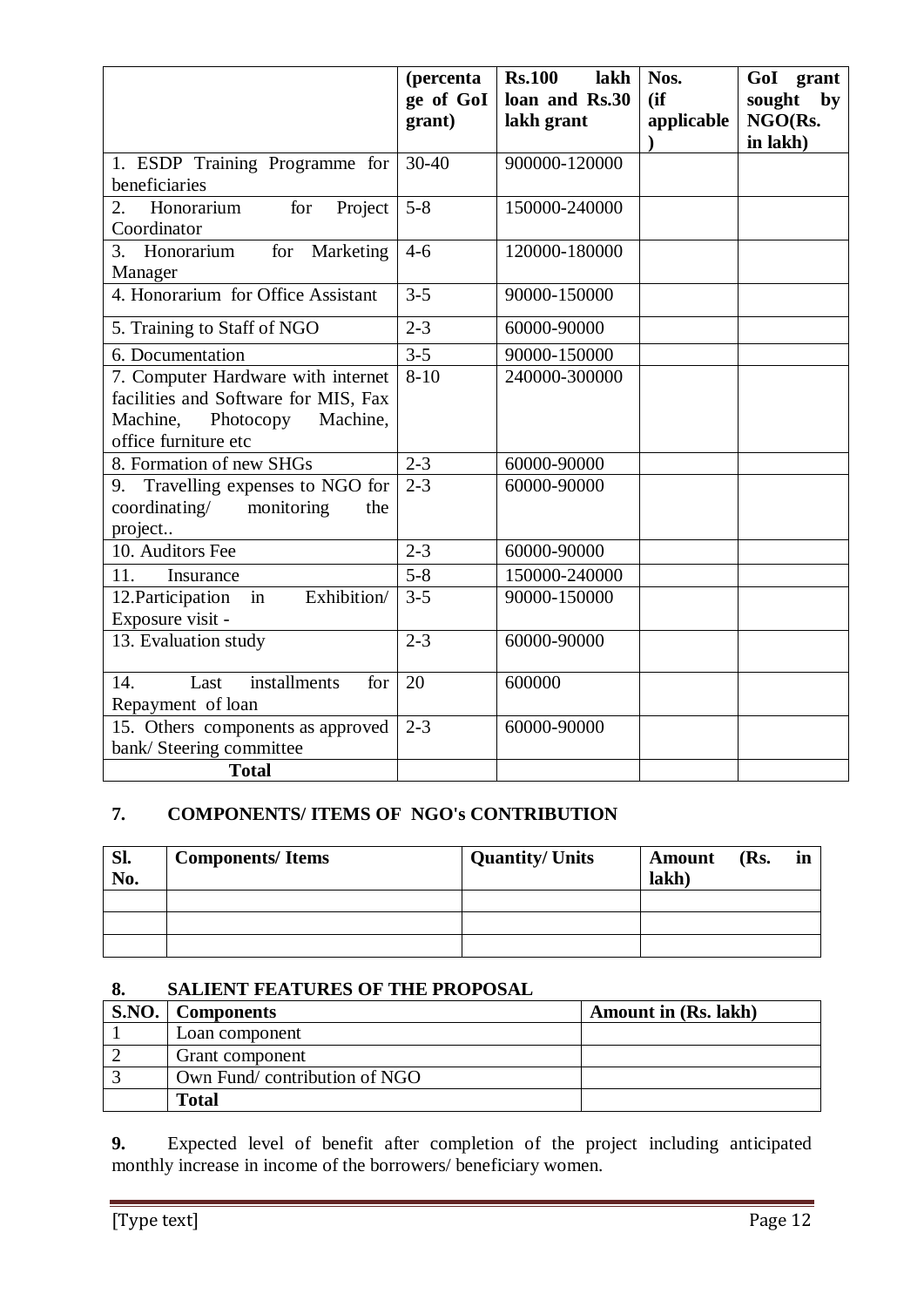| | (percentage of GoI grant) | Rs.100 lakh loan and Rs.30 lakh grant | Nos. (if applicable) | GoI grant sought by NGO(Rs. in lakh) |
|---|---|---|---|---|
| 1. ESDP Training Programme for beneficiaries | 30-40 | 900000-120000 | | |
| 2. Honorarium for Project Coordinator | 5-8 | 150000-240000 | | |
| 3. Honorarium for Marketing Manager | 4-6 | 120000-180000 | | |
| 4. Honorarium for Office Assistant | 3-5 | 90000-150000 | | |
| 5. Training to Staff of NGO | 2-3 | 60000-90000 | | |
| 6. Documentation | 3-5 | 90000-150000 | | |
| 7. Computer Hardware with internet facilities and Software for MIS, Fax Machine, Photocopy Machine, office furniture etc | 8-10 | 240000-300000 | | |
| 8. Formation of new SHGs | 2-3 | 60000-90000 | | |
| 9. Travelling expenses to NGO for coordinating/ monitoring the project.. | 2-3 | 60000-90000 | | |
| 10. Auditors Fee | 2-3 | 60000-90000 | | |
| 11. Insurance | 5-8 | 150000-240000 | | |
| 12.Participation in Exhibition/ Exposure visit - | 3-5 | 90000-150000 | | |
| 13. Evaluation study | 2-3 | 60000-90000 | | |
| 14. Last installments for Repayment of loan | 20 | 600000 | | |
| 15. Others components as approved bank/ Steering committee | 2-3 | 60000-90000 | | |
| **Total** | | | | |

## 7. COMPONENTS/ ITEMS OF NGO's CONTRIBUTION

| Sl. No. | Components/ Items | Quantity/ Units | Amount (Rs. in lakh) |
|---|---|---|---|
| | | | |
| | | | |
| | | | |

## 8. SALIENT FEATURES OF THE PROPOSAL

| S.NO. | Components | Amount in (Rs. lakh) |
|---|---|---|
| 1 | Loan component | |
| 2 | Grant component | |
| 3 | Own Fund/ contribution of NGO | |
| | **Total** | |

**9.** Expected level of benefit after completion of the project including anticipated monthly increase in income of the borrowers/ beneficiary women.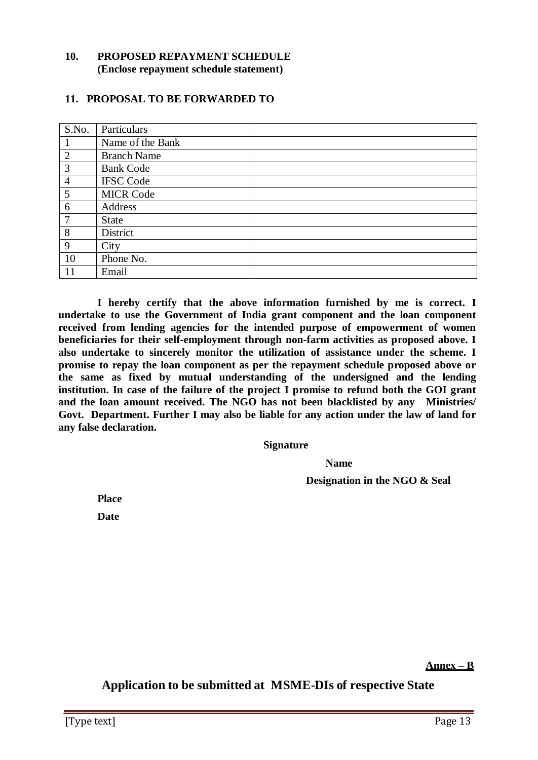**10. PROPOSED REPAYMENT SCHEDULE**
**(Enclose repayment schedule statement)**

**11. PROPOSAL TO BE FORWARDED TO**

| S.No. | Particulars | |
|---|---|---|
| 1 | Name of the Bank | |
| 2 | Branch Name | |
| 3 | Bank Code | |
| 4 | IFSC Code | |
| 5 | MICR Code | |
| 6 | Address | |
| 7 | State | |
| 8 | District | |
| 9 | City | |
| 10 | Phone No. | |
| 11 | Email | |

**I hereby certify that the above information furnished by me is correct. I undertake to use the Government of India grant component and the loan component received from lending agencies for the intended purpose of empowerment of women beneficiaries for their self-employment through non-farm activities as proposed above. I also undertake to sincerely monitor the utilization of assistance under the scheme. I promise to repay the loan component as per the repayment schedule proposed above or the same as fixed by mutual understanding of the undersigned and the lending institution. In case of the failure of the project I promise to refund both the GOI grant and the loan amount received. The NGO has not been blacklisted by any Ministries/ Govt. Department. Further I may also be liable for any action under the law of land for any false declaration.**

**Signature**

**Name**

**Designation in the NGO & Seal**

**Place**

**Date**

**Annex – B**

## Application to be submitted at MSME-DIs of respective State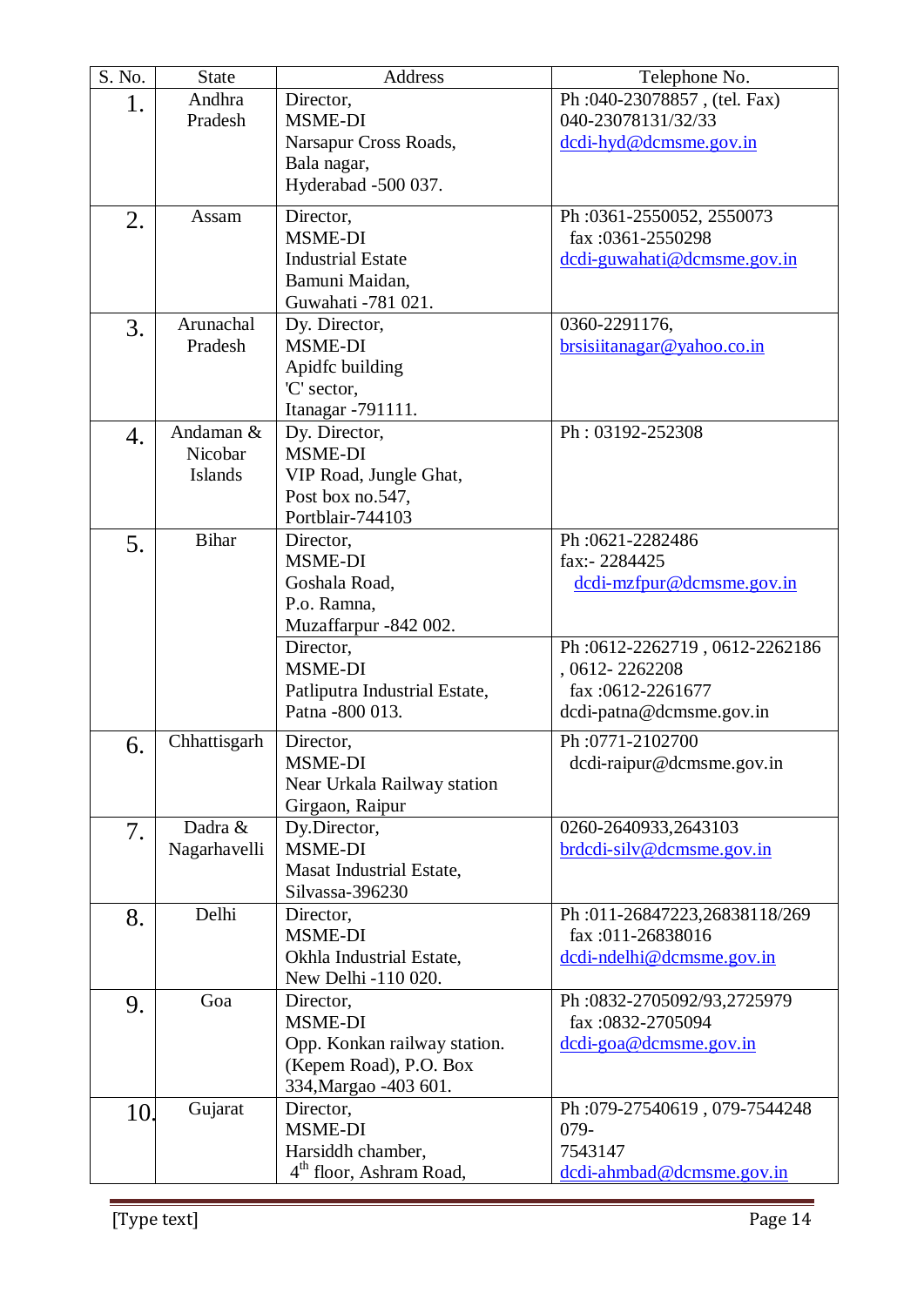| S. No. | State | Address | Telephone No. |
|---|---|---|---|
| 1. | Andhra Pradesh | Director, MSME-DI Narsapur Cross Roads, Bala nagar, Hyderabad -500 037. | Ph :040-23078857 , (tel. Fax) 040-23078131/32/33 dcdi-hyd@dcmsme.gov.in |
| 2. | Assam | Director, MSME-DI Industrial Estate Bamuni Maidan, Guwahati -781 021. | Ph :0361-2550052, 2550073 fax :0361-2550298 dcdi-guwahati@dcmsme.gov.in |
| 3. | Arunachal Pradesh | Dy. Director, MSME-DI Apidfc building 'C' sector, Itanagar -791111. | 0360-2291176, brsisiitanagar@yahoo.co.in |
| 4. | Andaman & Nicobar Islands | Dy. Director, MSME-DI VIP Road, Jungle Ghat, Post box no.547, Portblair-744103 | Ph : 03192-252308 |
| 5. | Bihar | Director, MSME-DI Goshala Road, P.o. Ramna, Muzaffarpur -842 002. | Ph :0621-2282486 fax:- 2284425 dcdi-mzfpur@dcmsme.gov.in |
| | | Director, MSME-DI Patliputra Industrial Estate, Patna -800 013. | Ph :0612-2262719 , 0612-2262186 , 0612- 2262208 fax :0612-2261677 dcdi-patna@dcmsme.gov.in |
| 6. | Chhattisgarh | Director, MSME-DI Near Urkala Railway station Girgaon, Raipur | Ph :0771-2102700 dcdi-raipur@dcmsme.gov.in |
| 7. | Dadra & Nagarhavelli | Dy.Director, MSME-DI Masat Industrial Estate, Silvassa-396230 | 0260-2640933,2643103 brdcdi-silv@dcmsme.gov.in |
| 8. | Delhi | Director, MSME-DI Okhla Industrial Estate, New Delhi -110 020. | Ph :011-26847223,26838118/269 fax :011-26838016 dcdi-ndelhi@dcmsme.gov.in |
| 9. | Goa | Director, MSME-DI Opp. Konkan railway station. (Kepem Road), P.O. Box 334,Margao -403 601. | Ph :0832-2705092/93,2725979 fax :0832-2705094 dcdi-goa@dcmsme.gov.in |
| 10. | Gujarat | Director, MSME-DI Harsiddh chamber, 4th floor, Ashram Road, | Ph :079-27540619 , 079-7544248 079-7543147 dcdi-ahmbad@dcmsme.gov.in |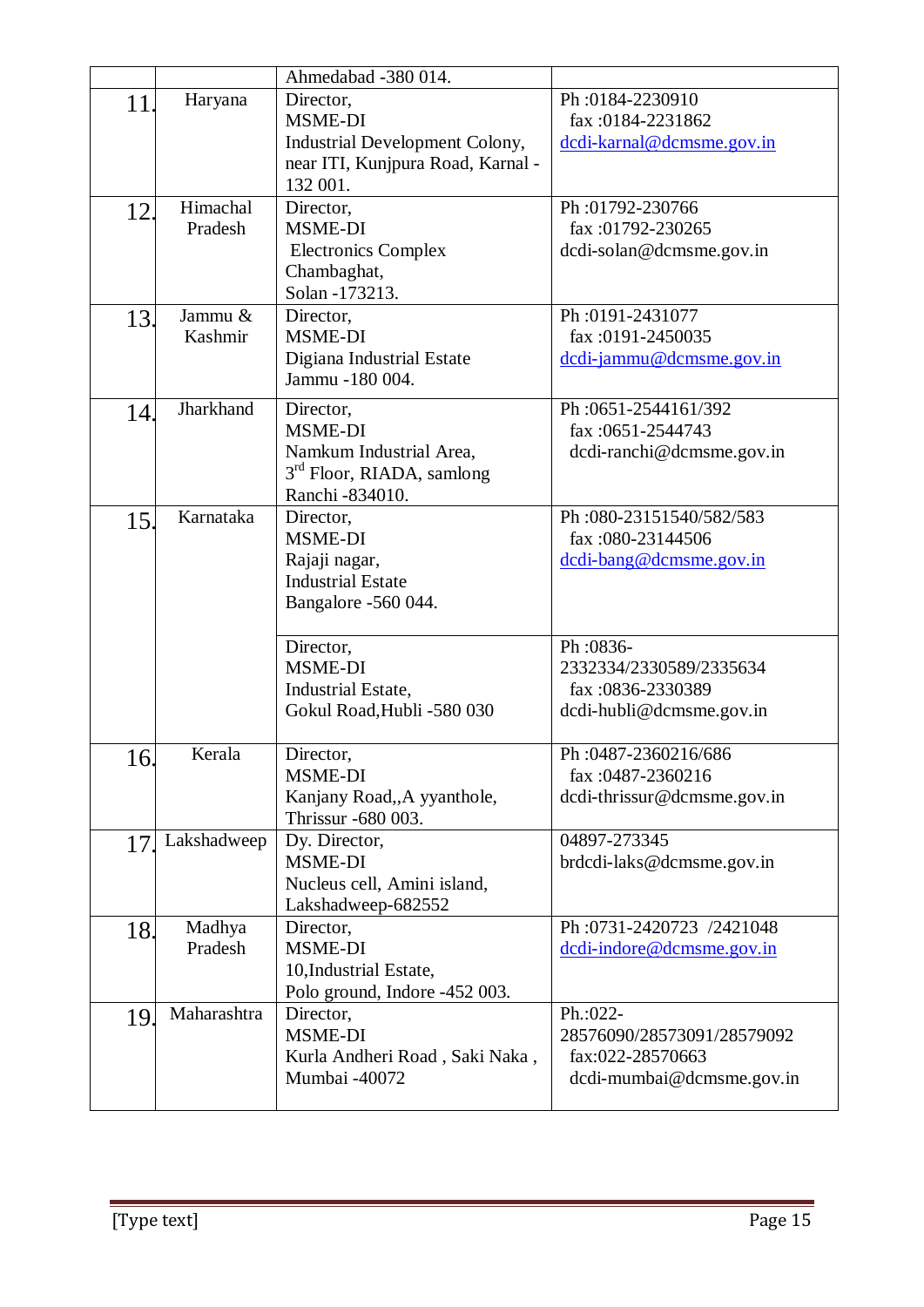| | | | |
|---|---|---|---|
| | | Ahmedabad -380 014. | |
| 11. | Haryana | Director,<br>MSME-DI<br>Industrial Development Colony, near ITI, Kunjpura Road, Karnal -132 001. | Ph :0184-2230910<br>fax :0184-2231862<br>dcdi-karnal@dcmsme.gov.in |
| 12. | Himachal Pradesh | Director,<br>MSME-DI<br>Electronics Complex<br>Chambaghat,<br>Solan -173213. | Ph :01792-230766<br>fax :01792-230265<br>dcdi-solan@dcmsme.gov.in |
| 13. | Jammu & Kashmir | Director,<br>MSME-DI<br>Digiana Industrial Estate<br>Jammu -180 004. | Ph :0191-2431077<br>fax :0191-2450035<br>dcdi-jammu@dcmsme.gov.in |
| 14. | Jharkhand | Director,<br>MSME-DI<br>Namkum Industrial Area,<br>3rd Floor, RIADA, samlong<br>Ranchi -834010. | Ph :0651-2544161/392<br>fax :0651-2544743<br>dcdi-ranchi@dcmsme.gov.in |
| 15. | Karnataka | Director,<br>MSME-DI<br>Rajaji nagar,<br>Industrial Estate<br>Bangalore -560 044. | Ph :080-23151540/582/583<br>fax :080-23144506<br>dcdi-bang@dcmsme.gov.in |
| | | Director,<br>MSME-DI<br>Industrial Estate,<br>Gokul Road,Hubli -580 030 | Ph :0836-2332334/2330589/2335634<br>fax :0836-2330389<br>dcdi-hubli@dcmsme.gov.in |
| 16. | Kerala | Director,<br>MSME-DI<br>Kanjany Road,,A yyanthole,<br>Thrissur -680 003. | Ph :0487-2360216/686<br>fax :0487-2360216<br>dcdi-thrissur@dcmsme.gov.in |
| 17. | Lakshadweep | Dy. Director,<br>MSME-DI<br>Nucleus cell, Amini island,<br>Lakshadweep-682552 | 04897-273345<br>brdcdi-laks@dcmsme.gov.in |
| 18. | Madhya Pradesh | Director,<br>MSME-DI<br>10,Industrial Estate,<br>Polo ground, Indore -452 003. | Ph :0731-2420723 /2421048<br>dcdi-indore@dcmsme.gov.in |
| 19. | Maharashtra | Director,<br>MSME-DI<br>Kurla Andheri Road , Saki Naka ,<br>Mumbai -40072 | Ph.:022-28576090/28573091/28579092<br>fax:022-28570663<br>dcdi-mumbai@dcmsme.gov.in |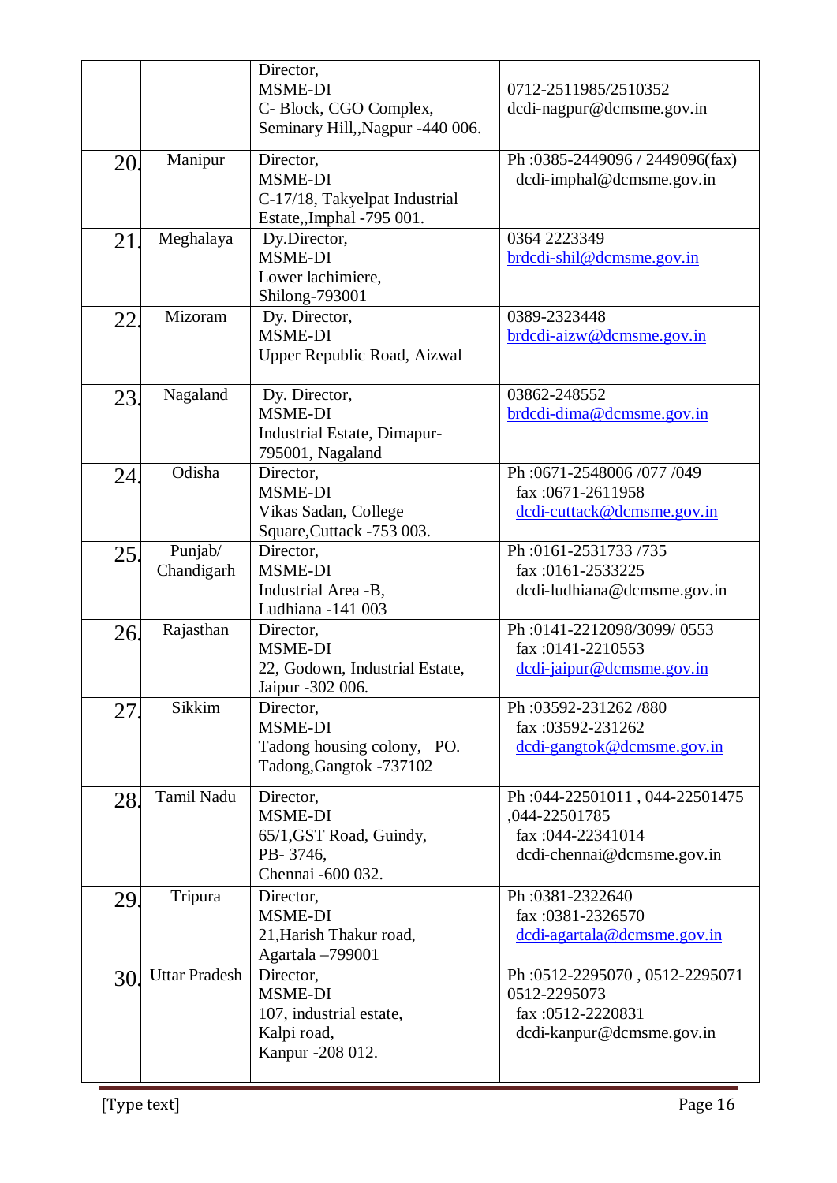| | | | |
|---|---|---|---|
| | | Director,<br>MSME-DI<br>C- Block, CGO Complex,<br>Seminary Hill,,Nagpur -440 006. | 0712-2511985/2510352<br>dcdi-nagpur@dcmsme.gov.in |
| 20. | Manipur | Director,<br>MSME-DI<br>C-17/18, Takyelpat Industrial Estate,,Imphal -795 001. | Ph :0385-2449096 / 2449096(fax)<br>dcdi-imphal@dcmsme.gov.in |
| 21. | Meghalaya | Dy.Director,<br>MSME-DI<br>Lower lachimiere,<br>Shilong-793001 | 0364 2223349<br>brdcdi-shil@dcmsme.gov.in |
| 22. | Mizoram | Dy. Director,<br>MSME-DI<br>Upper Republic Road, Aizwal | 0389-2323448<br>brdcdi-aizw@dcmsme.gov.in |
| 23. | Nagaland | Dy. Director,<br>MSME-DI<br>Industrial Estate, Dimapur-795001, Nagaland | 03862-248552<br>brdcdi-dima@dcmsme.gov.in |
| 24. | Odisha | Director,<br>MSME-DI<br>Vikas Sadan, College Square,Cuttack -753 003. | Ph :0671-2548006 /077 /049<br>fax :0671-2611958<br>dcdi-cuttack@dcmsme.gov.in |
| 25. | Punjab/ Chandigarh | Director,<br>MSME-DI<br>Industrial Area -B,<br>Ludhiana -141 003 | Ph :0161-2531733 /735<br>fax :0161-2533225<br>dcdi-ludhiana@dcmsme.gov.in |
| 26. | Rajasthan | Director,<br>MSME-DI<br>22, Godown, Industrial Estate,<br>Jaipur -302 006. | Ph :0141-2212098/3099/ 0553<br>fax :0141-2210553<br>dcdi-jaipur@dcmsme.gov.in |
| 27. | Sikkim | Director,<br>MSME-DI<br>Tadong housing colony, PO. Tadong,Gangtok -737102 | Ph :03592-231262 /880<br>fax :03592-231262<br>dcdi-gangtok@dcmsme.gov.in |
| 28. | Tamil Nadu | Director,<br>MSME-DI<br>65/1,GST Road, Guindy,<br>PB- 3746,<br>Chennai -600 032. | Ph :044-22501011 , 044-22501475 ,044-22501785<br>fax :044-22341014<br>dcdi-chennai@dcmsme.gov.in |
| 29. | Tripura | Director,<br>MSME-DI<br>21,Harish Thakur road,<br>Agartala –799001 | Ph :0381-2322640<br>fax :0381-2326570<br>dcdi-agartala@dcmsme.gov.in |
| 30. | Uttar Pradesh | Director,<br>MSME-DI<br>107, industrial estate,<br>Kalpi road,<br>Kanpur -208 012. | Ph :0512-2295070 , 0512-2295071 0512-2295073<br>fax :0512-2220831<br>dcdi-kanpur@dcmsme.gov.in |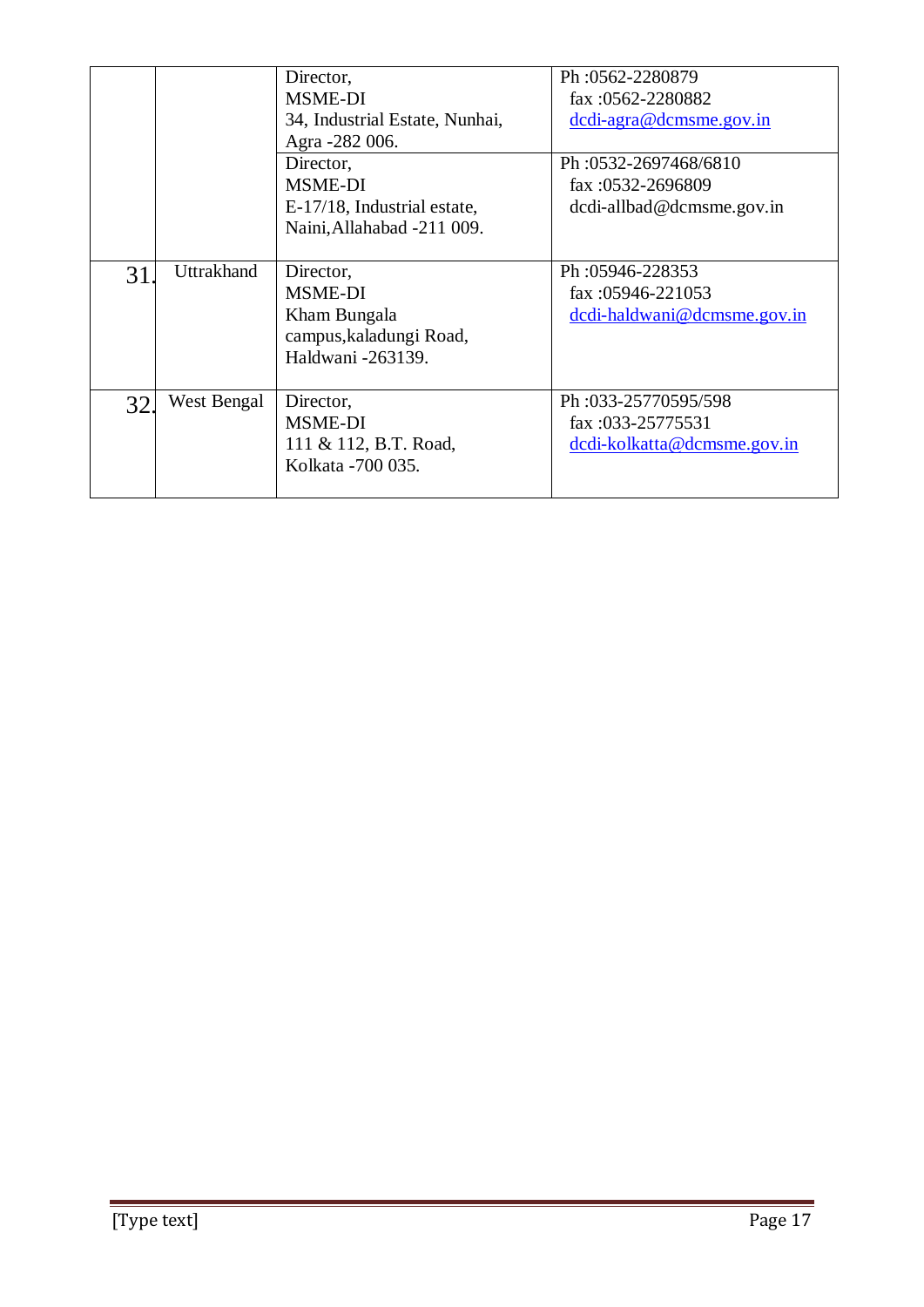| | | | |
|---|---|---|---|
| | | Director,<br>MSME-DI<br>34, Industrial Estate, Nunhai,<br>Agra -282 006. | Ph :0562-2280879<br>fax :0562-2280882<br>dcdi-agra@dcmsme.gov.in |
| | | Director,<br>MSME-DI<br>E-17/18, Industrial estate,<br>Naini,Allahabad -211 009. | Ph :0532-2697468/6810<br>fax :0532-2696809<br>dcdi-allbad@dcmsme.gov.in |
| 31. | Uttrakhand | Director,<br>MSME-DI<br>Kham Bungala campus,kaladungi Road,<br>Haldwani -263139. | Ph :05946-228353<br>fax :05946-221053<br>dcdi-haldwani@dcmsme.gov.in |
| 32. | West Bengal | Director,<br>MSME-DI<br>111 & 112, B.T. Road,<br>Kolkata -700 035. | Ph :033-25770595/598<br>fax :033-25775531<br>dcdi-kolkatta@dcmsme.gov.in |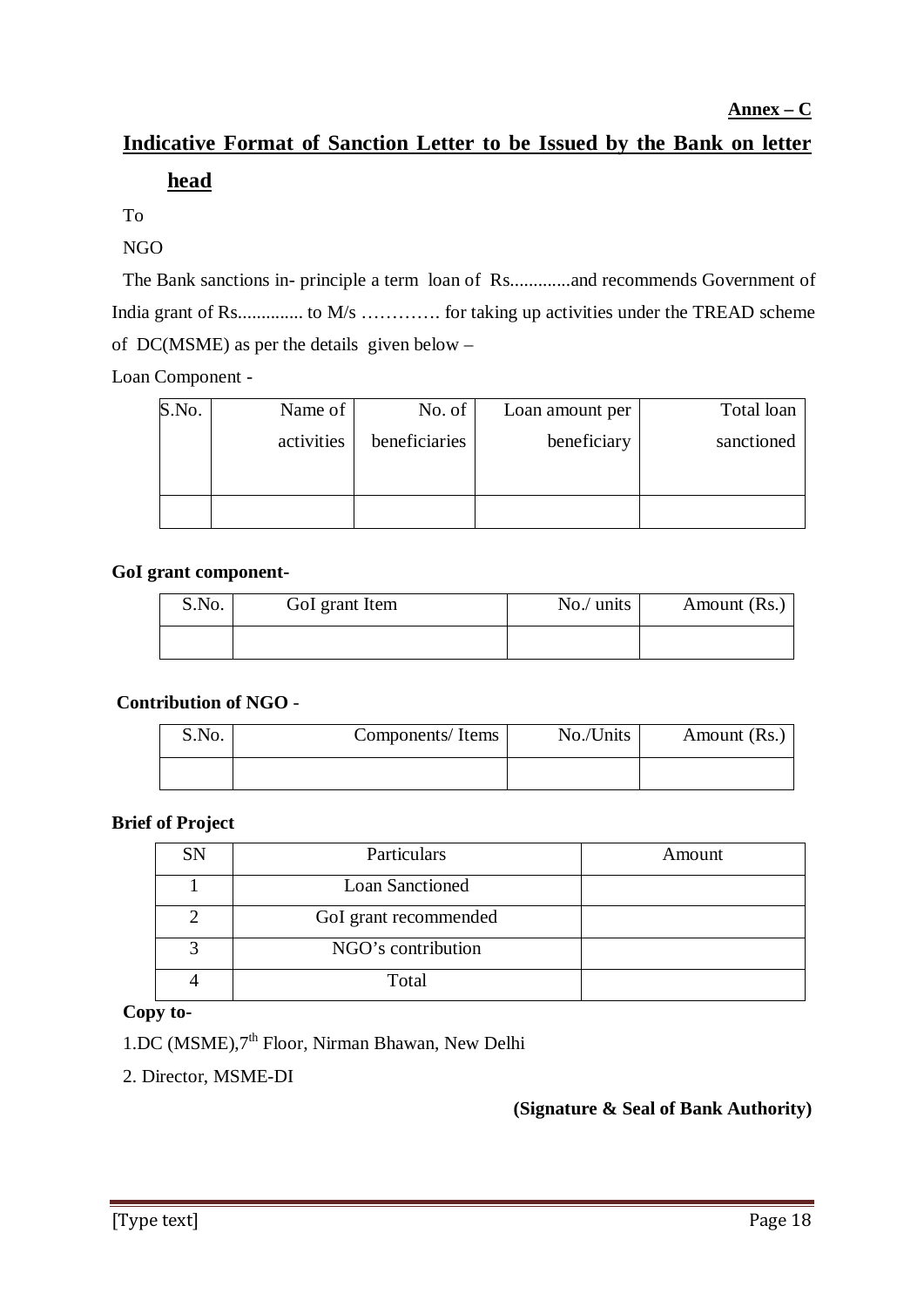**Annex – C**

# Indicative Format of Sanction Letter to be Issued by the Bank on letter head

To

NGO

The Bank sanctions in- principle a term loan of Rs.............and recommends Government of India grant of Rs.............. to M/s …………. for taking up activities under the TREAD scheme of DC(MSME) as per the details given below –

Loan Component -

| S.No. | Name of activities | No. of beneficiaries | Loan amount per beneficiary | Total loan sanctioned |
|---|---|---|---|---|
| | | | | |

**GoI grant component-**

| S.No. | GoI grant Item | No./ units | Amount (Rs.) |
|---|---|---|---|
| | | | |

**Contribution of NGO** -

| S.No. | Components/ Items | No./Units | Amount (Rs.) |
|---|---|---|---|
| | | | |

**Brief of Project**

| SN | Particulars | Amount |
|---|---|---|
| 1 | Loan Sanctioned | |
| 2 | GoI grant recommended | |
| 3 | NGO's contribution | |
| 4 | Total | |

**Copy to-**

1.DC (MSME),7th Floor, Nirman Bhawan, New Delhi

2. Director, MSME-DI

**(Signature & Seal of Bank Authority)**